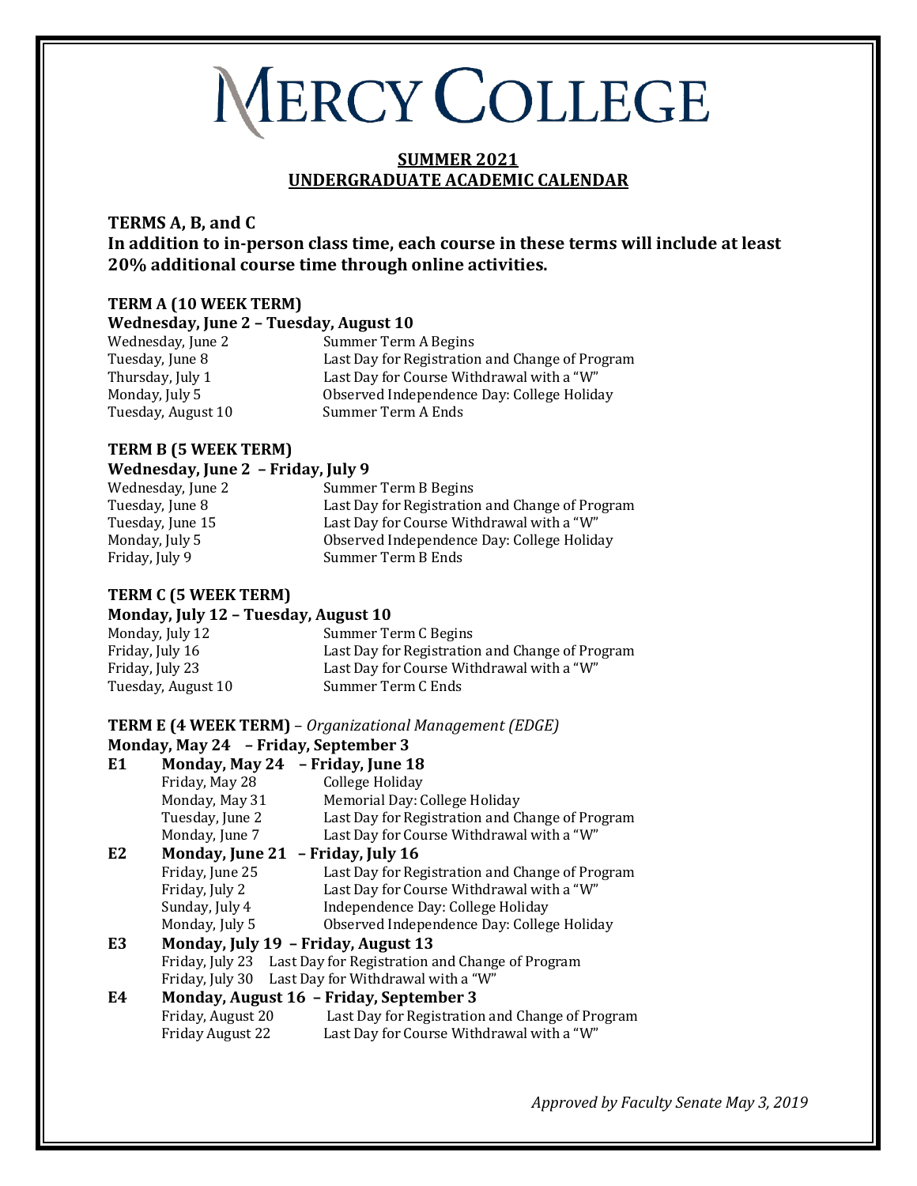# MERCY COLLEGE

## SUMMER 2021
## UNDERGRADUATE ACADEMIC CALENDAR

### TERMS A, B, and C

**In addition to in-person class time, each course in these terms will include at least 20% additional course time through online activities.**

#### TERM A (10 WEEK TERM)

**Wednesday, June 2 – Tuesday, August 10**

| | |
|---|---|
| Wednesday, June 2 | Summer Term A Begins |
| Tuesday, June 8 | Last Day for Registration and Change of Program |
| Thursday, July 1 | Last Day for Course Withdrawal with a "W" |
| Monday, July 5 | Observed Independence Day: College Holiday |
| Tuesday, August 10 | Summer Term A Ends |

#### TERM B (5 WEEK TERM)

**Wednesday, June 2 – Friday, July 9**

| | |
|---|---|
| Wednesday, June 2 | Summer Term B Begins |
| Tuesday, June 8 | Last Day for Registration and Change of Program |
| Tuesday, June 15 | Last Day for Course Withdrawal with a "W" |
| Monday, July 5 | Observed Independence Day: College Holiday |
| Friday, July 9 | Summer Term B Ends |

#### TERM C (5 WEEK TERM)

**Monday, July 12 – Tuesday, August 10**

| | |
|---|---|
| Monday, July 12 | Summer Term C Begins |
| Friday, July 16 | Last Day for Registration and Change of Program |
| Friday, July 23 | Last Day for Course Withdrawal with a "W" |
| Tuesday, August 10 | Summer Term C Ends |

#### TERM E (4 WEEK TERM) – *Organizational Management (EDGE)*

**Monday, May 24 – Friday, September 3**

**E1 Monday, May 24 – Friday, June 18**

| | |
|---|---|
| Friday, May 28 | College Holiday |
| Monday, May 31 | Memorial Day: College Holiday |
| Tuesday, June 2 | Last Day for Registration and Change of Program |
| Monday, June 7 | Last Day for Course Withdrawal with a "W" |

**E2 Monday, June 21 – Friday, July 16**

| | |
|---|---|
| Friday, June 25 | Last Day for Registration and Change of Program |
| Friday, July 2 | Last Day for Course Withdrawal with a "W" |
| Sunday, July 4 | Independence Day: College Holiday |
| Monday, July 5 | Observed Independence Day: College Holiday |

**E3 Monday, July 19 – Friday, August 13**

| | |
|---|---|
| Friday, July 23 | Last Day for Registration and Change of Program |
| Friday, July 30 | Last Day for Withdrawal with a "W" |

**E4 Monday, August 16 – Friday, September 3**

| | |
|---|---|
| Friday, August 20 | Last Day for Registration and Change of Program |
| Friday August 22 | Last Day for Course Withdrawal with a "W" |

*Approved by Faculty Senate May 3, 2019*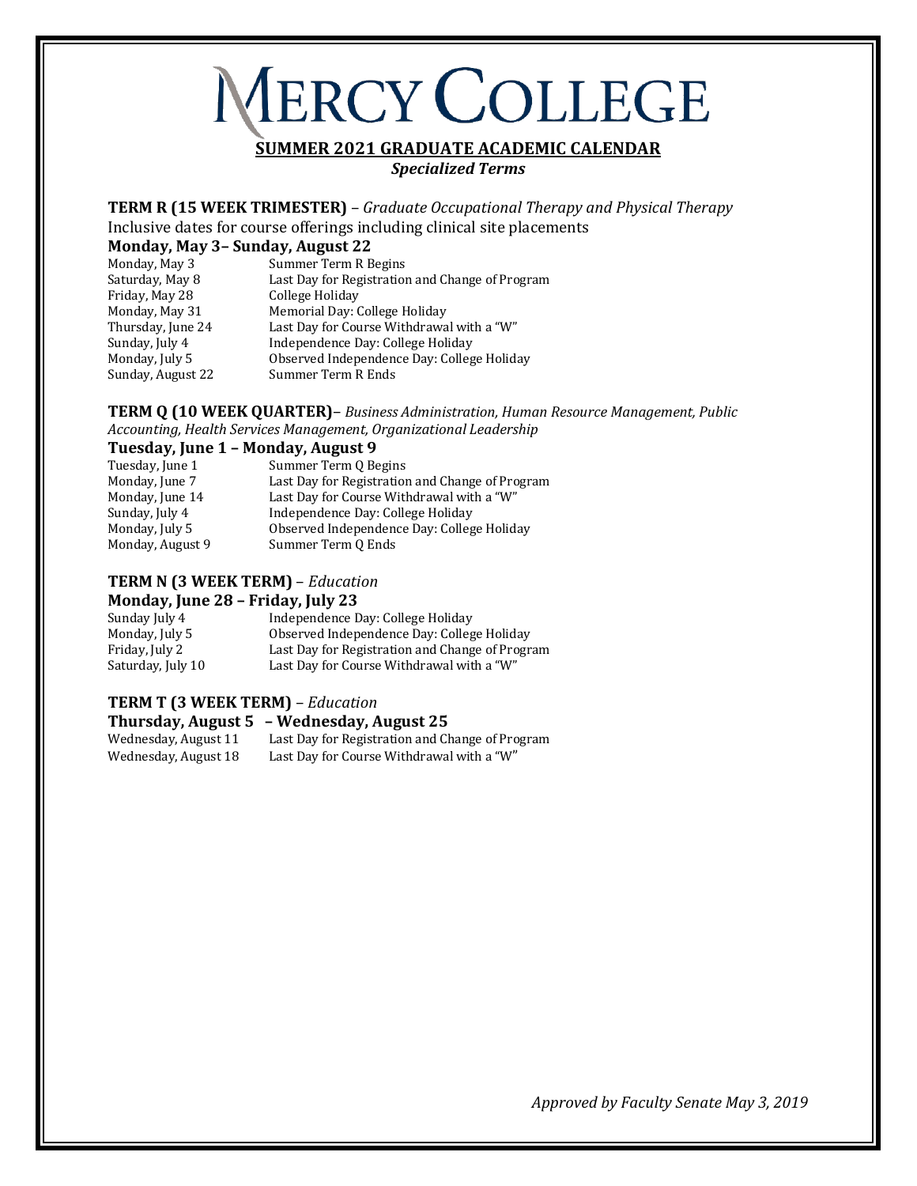# MERCY COLLEGE

## SUMMER 2021 GRADUATE ACADEMIC CALENDAR

***Specialized Terms***

**TERM R (15 WEEK TRIMESTER)** – *Graduate Occupational Therapy and Physical Therapy*

Inclusive dates for course offerings including clinical site placements

**Monday, May 3– Sunday, August 22**

| | |
|---|---|
| Monday, May 3 | Summer Term R Begins |
| Saturday, May 8 | Last Day for Registration and Change of Program |
| Friday, May 28 | College Holiday |
| Monday, May 31 | Memorial Day: College Holiday |
| Thursday, June 24 | Last Day for Course Withdrawal with a "W" |
| Sunday, July 4 | Independence Day: College Holiday |
| Monday, July 5 | Observed Independence Day: College Holiday |
| Sunday, August 22 | Summer Term R Ends |

**TERM Q (10 WEEK QUARTER)**– *Business Administration, Human Resource Management, Public Accounting, Health Services Management, Organizational Leadership*

**Tuesday, June 1 – Monday, August 9**

| | |
|---|---|
| Tuesday, June 1 | Summer Term Q Begins |
| Monday, June 7 | Last Day for Registration and Change of Program |
| Monday, June 14 | Last Day for Course Withdrawal with a "W" |
| Sunday, July 4 | Independence Day: College Holiday |
| Monday, July 5 | Observed Independence Day: College Holiday |
| Monday, August 9 | Summer Term Q Ends |

**TERM N (3 WEEK TERM)** – *Education*

**Monday, June 28 – Friday, July 23**

| | |
|---|---|
| Sunday July 4 | Independence Day: College Holiday |
| Monday, July 5 | Observed Independence Day: College Holiday |
| Friday, July 2 | Last Day for Registration and Change of Program |
| Saturday, July 10 | Last Day for Course Withdrawal with a "W" |

**TERM T (3 WEEK TERM)** – *Education*

**Thursday, August 5 – Wednesday, August 25**

| | |
|---|---|
| Wednesday, August 11 | Last Day for Registration and Change of Program |
| Wednesday, August 18 | Last Day for Course Withdrawal with a "W" |

*Approved by Faculty Senate May 3, 2019*